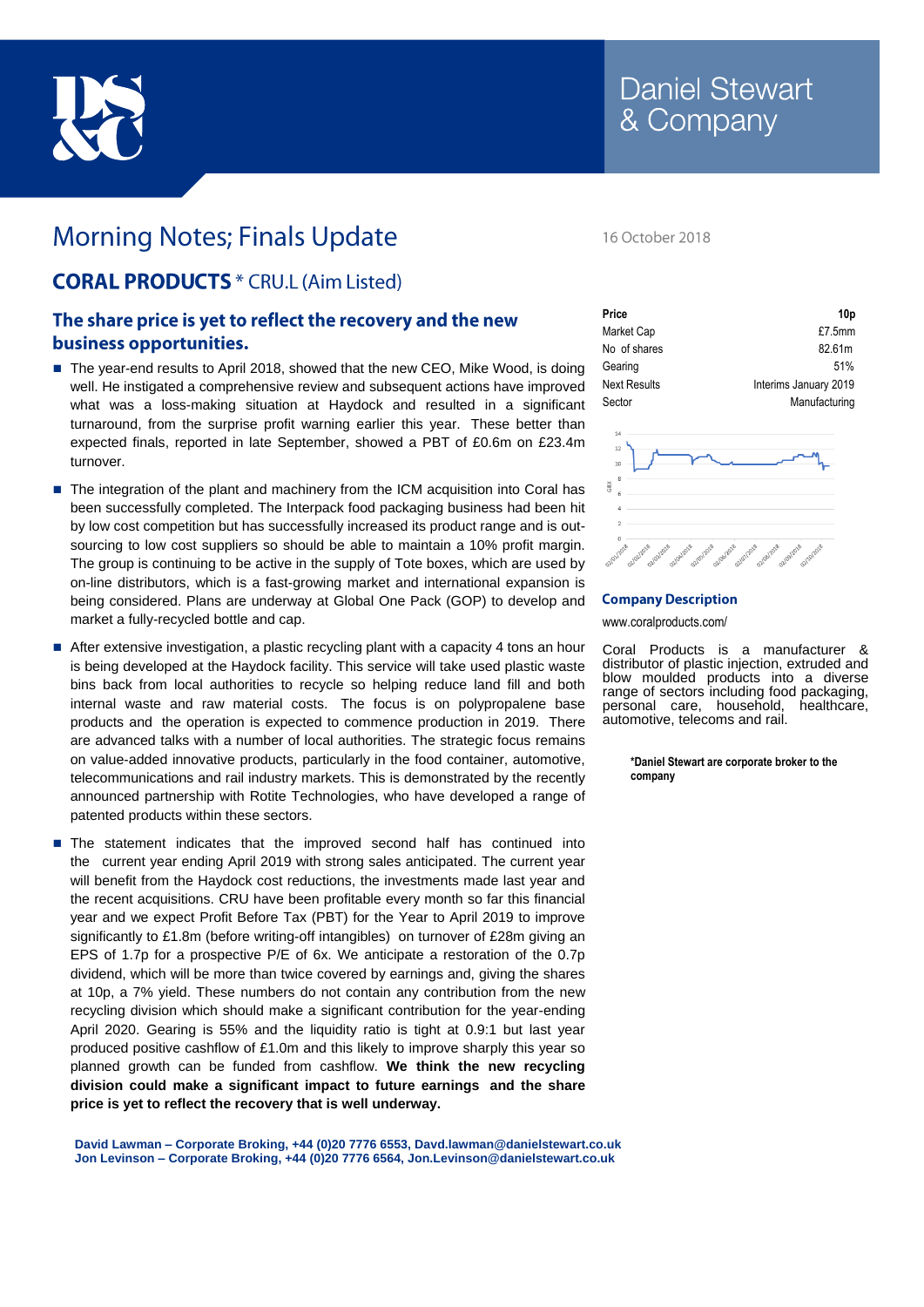Daniel Stewart & Company

# Morning Notes; Finals Update

16 October 2018

## CORAL PRODUCTS * CRU.L (Aim Listed)

### The share price is yet to reflect the recovery and the new business opportunities.

- The year-end results to April 2018, showed that the new CEO, Mike Wood, is doing well. He instigated a comprehensive review and subsequent actions have improved what was a loss-making situation at Haydock and resulted in a significant turnaround, from the surprise profit warning earlier this year. These better than expected finals, reported in late September, showed a PBT of £0.6m on £23.4m turnover.
- The integration of the plant and machinery from the ICM acquisition into Coral has been successfully completed. The Interpack food packaging business had been hit by low cost competition but has successfully increased its product range and is out-sourcing to low cost suppliers so should be able to maintain a 10% profit margin. The group is continuing to be active in the supply of Tote boxes, which are used by on-line distributors, which is a fast-growing market and international expansion is being considered. Plans are underway at Global One Pack (GOP) to develop and market a fully-recycled bottle and cap.
- After extensive investigation, a plastic recycling plant with a capacity 4 tons an hour is being developed at the Haydock facility. This service will take used plastic waste bins back from local authorities to recycle so helping reduce land fill and both internal waste and raw material costs. The focus is on polypropalene base products and the operation is expected to commence production in 2019. There are advanced talks with a number of local authorities. The strategic focus remains on value-added innovative products, particularly in the food container, automotive, telecommunications and rail industry markets. This is demonstrated by the recently announced partnership with Rotite Technologies, who have developed a range of patented products within these sectors.
- The statement indicates that the improved second half has continued into the current year ending April 2019 with strong sales anticipated. The current year will benefit from the Haydock cost reductions, the investments made last year and the recent acquisitions. CRU have been profitable every month so far this financial year and we expect Profit Before Tax (PBT) for the Year to April 2019 to improve significantly to £1.8m (before writing-off intangibles) on turnover of £28m giving an EPS of 1.7p for a prospective P/E of 6x. We anticipate a restoration of the 0.7p dividend, which will be more than twice covered by earnings and, giving the shares at 10p, a 7% yield. These numbers do not contain any contribution from the new recycling division which should make a significant contribution for the year-ending April 2020. Gearing is 55% and the liquidity ratio is tight at 0.9:1 but last year produced positive cashflow of £1.0m and this likely to improve sharply this year so planned growth can be funded from cashflow. **We think the new recycling division could make a significant impact to future earnings and the share price is yet to reflect the recovery that is well underway.**

| **Price** | **10p** |
|---|---|
| Market Cap | £7.5mm |
| No of shares | 82.61m |
| Gearing | 51% |
| Next Results | Interims January 2019 |
| Sector | Manufacturing |

### Company Description

www.coralproducts.com/

Coral Products is a manufacturer & distributor of plastic injection, extruded and blow moulded products into a diverse range of sectors including food packaging, personal care, household, healthcare, automotive, telecoms and rail.

**\*Daniel Stewart are corporate broker to the company**

**David Lawman – Corporate Broking, +44 (0)20 7776 6553, Davd.lawman@danielstewart.co.uk**
**Jon Levinson – Corporate Broking, +44 (0)20 7776 6564, Jon.Levinson@danielstewart.co.uk**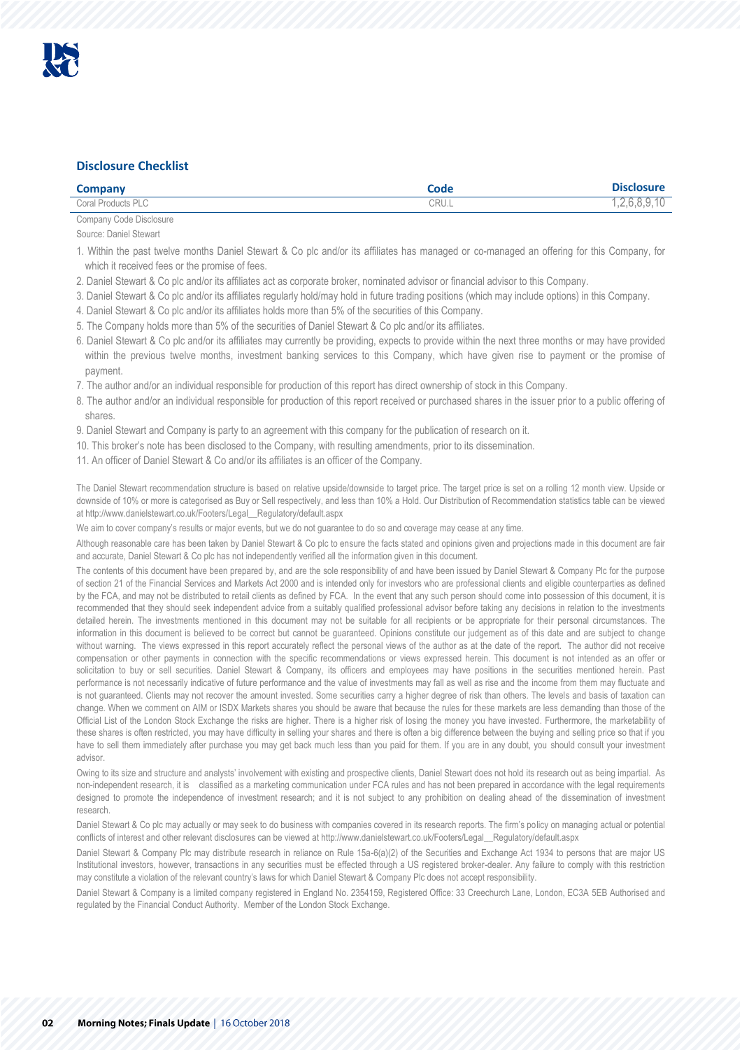## Disclosure Checklist

| Company | Code | Disclosure |
|---|---|---|
| Coral Products PLC | CRU.L | 1,2,6,8,9,10 |

Company Code Disclosure

Source: Daniel Stewart

1. Within the past twelve months Daniel Stewart & Co plc and/or its affiliates has managed or co-managed an offering for this Company, for which it received fees or the promise of fees.
2. Daniel Stewart & Co plc and/or its affiliates act as corporate broker, nominated advisor or financial advisor to this Company.
3. Daniel Stewart & Co plc and/or its affiliates regularly hold/may hold in future trading positions (which may include options) in this Company.
4. Daniel Stewart & Co plc and/or its affiliates holds more than 5% of the securities of this Company.
5. The Company holds more than 5% of the securities of Daniel Stewart & Co plc and/or its affiliates.
6. Daniel Stewart & Co plc and/or its affiliates may currently be providing, expects to provide within the next three months or may have provided within the previous twelve months, investment banking services to this Company, which have given rise to payment or the promise of payment.
7. The author and/or an individual responsible for production of this report has direct ownership of stock in this Company.
8. The author and/or an individual responsible for production of this report received or purchased shares in the issuer prior to a public offering of shares.
9. Daniel Stewart and Company is party to an agreement with this company for the publication of research on it.
10. This broker's note has been disclosed to the Company, with resulting amendments, prior to its dissemination.
11. An officer of Daniel Stewart & Co and/or its affiliates is an officer of the Company.

The Daniel Stewart recommendation structure is based on relative upside/downside to target price. The target price is set on a rolling 12 month view. Upside or downside of 10% or more is categorised as Buy or Sell respectively, and less than 10% a Hold. Our Distribution of Recommendation statistics table can be viewed at http://www.danielstewart.co.uk/Footers/Legal__Regulatory/default.aspx

We aim to cover company's results or major events, but we do not guarantee to do so and coverage may cease at any time.

Although reasonable care has been taken by Daniel Stewart & Co plc to ensure the facts stated and opinions given and projections made in this document are fair and accurate, Daniel Stewart & Co plc has not independently verified all the information given in this document.

The contents of this document have been prepared by, and are the sole responsibility of and have been issued by Daniel Stewart & Company Plc for the purpose of section 21 of the Financial Services and Markets Act 2000 and is intended only for investors who are professional clients and eligible counterparties as defined by the FCA, and may not be distributed to retail clients as defined by FCA. In the event that any such person should come into possession of this document, it is recommended that they should seek independent advice from a suitably qualified professional advisor before taking any decisions in relation to the investments detailed herein. The investments mentioned in this document may not be suitable for all recipients or be appropriate for their personal circumstances. The information in this document is believed to be correct but cannot be guaranteed. Opinions constitute our judgement as of this date and are subject to change without warning. The views expressed in this report accurately reflect the personal views of the author as at the date of the report. The author did not receive compensation or other payments in connection with the specific recommendations or views expressed herein. This document is not intended as an offer or solicitation to buy or sell securities. Daniel Stewart & Company, its officers and employees may have positions in the securities mentioned herein. Past performance is not necessarily indicative of future performance and the value of investments may fall as well as rise and the income from them may fluctuate and is not guaranteed. Clients may not recover the amount invested. Some securities carry a higher degree of risk than others. The levels and basis of taxation can change. When we comment on AIM or ISDX Markets shares you should be aware that because the rules for these markets are less demanding than those of the Official List of the London Stock Exchange the risks are higher. There is a higher risk of losing the money you have invested. Furthermore, the marketability of these shares is often restricted, you may have difficulty in selling your shares and there is often a big difference between the buying and selling price so that if you have to sell them immediately after purchase you may get back much less than you paid for them. If you are in any doubt, you should consult your investment advisor.

Owing to its size and structure and analysts' involvement with existing and prospective clients, Daniel Stewart does not hold its research out as being impartial. As non-independent research, it is classified as a marketing communication under FCA rules and has not been prepared in accordance with the legal requirements designed to promote the independence of investment research; and it is not subject to any prohibition on dealing ahead of the dissemination of investment research.

Daniel Stewart & Co plc may actually or may seek to do business with companies covered in its research reports. The firm's policy on managing actual or potential conflicts of interest and other relevant disclosures can be viewed at http://www.danielstewart.co.uk/Footers/Legal__Regulatory/default.aspx

Daniel Stewart & Company Plc may distribute research in reliance on Rule 15a-6(a)(2) of the Securities and Exchange Act 1934 to persons that are major US Institutional investors, however, transactions in any securities must be effected through a US registered broker-dealer. Any failure to comply with this restriction may constitute a violation of the relevant country's laws for which Daniel Stewart & Company Plc does not accept responsibility.

Daniel Stewart & Company is a limited company registered in England No. 2354159, Registered Office: 33 Creechurch Lane, London, EC3A 5EB Authorised and regulated by the Financial Conduct Authority. Member of the London Stock Exchange.